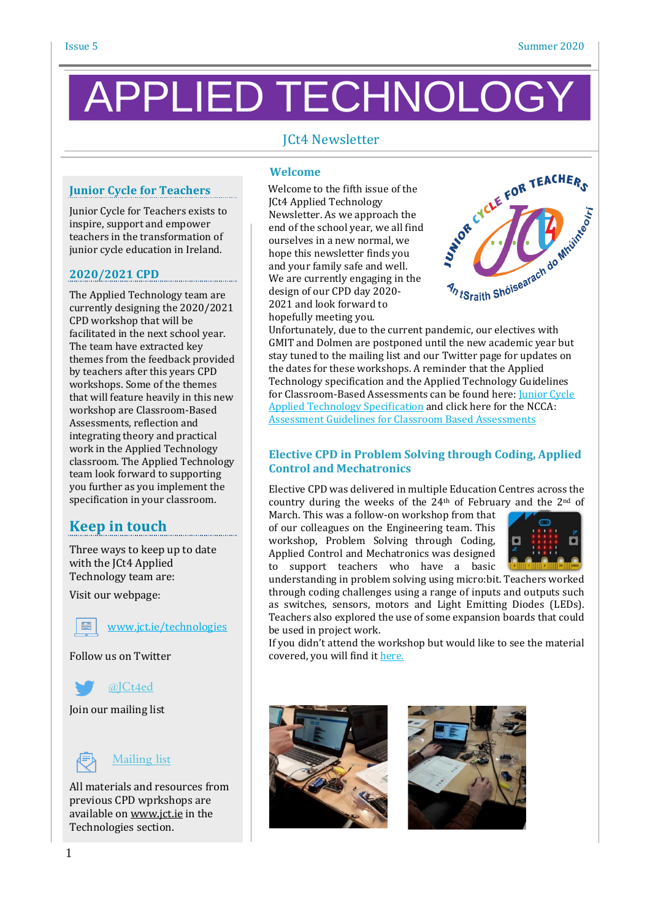# APPLIED TECHNOLOGY

## JCt4 Newsletter

### Junior Cycle for Teachers

Junior Cycle for Teachers exists to inspire, support and empower teachers in the transformation of junior cycle education in Ireland.

### 2020/2021 CPD

The Applied Technology team are currently designing the 2020/2021 CPD workshop that will be facilitated in the next school year. The team have extracted key themes from the feedback provided by teachers after this years CPD workshops. Some of the themes that will feature heavily in this new workshop are Classroom-Based Assessments, reflection and integrating theory and practical work in the Applied Technology classroom. The Applied Technology team look forward to supporting you further as you implement the specification in your classroom.

## Keep in touch

Three ways to keep up to date with the JCt4 Applied Technology team are:

Visit our webpage:

[www.jct.ie/technologies](www.jct.ie/technologies)

Follow us on Twitter

@JCt4ed

Join our mailing list

Mailing list

All materials and resources from previous CPD wprkshops are available on www.jct.ie in the Technologies section.

### Welcome

Welcome to the fifth issue of the JCt4 Applied Technology Newsletter. As we approach the end of the school year, we all find ourselves in a new normal, we hope this newsletter finds you and your family safe and well. We are currently engaging in the design of our CPD day 2020-2021 and look forward to hopefully meeting you.

Unfortunately, due to the current pandemic, our electives with GMIT and Dolmen are postponed until the new academic year but stay tuned to the mailing list and our Twitter page for updates on the dates for these workshops. A reminder that the Applied Technology specification and the Applied Technology Guidelines for Classroom-Based Assessments can be found here: Junior Cycle Applied Technology Specification and click here for the NCCA: Assessment Guidelines for Classroom Based Assessments

### Elective CPD in Problem Solving through Coding, Applied Control and Mechatronics

Elective CPD was delivered in multiple Education Centres across the country during the weeks of the 24th of February and the 2nd of March. This was a follow-on workshop from that of our colleagues on the Engineering team. This workshop, Problem Solving through Coding, Applied Control and Mechatronics was designed to support teachers who have a basic understanding in problem solving using micro:bit. Teachers worked through coding challenges using a range of inputs and outputs such as switches, sensors, motors and Light Emitting Diodes (LEDs). Teachers also explored the use of some expansion boards that could be used in project work.

If you didn't attend the workshop but would like to see the material covered, you will find it here.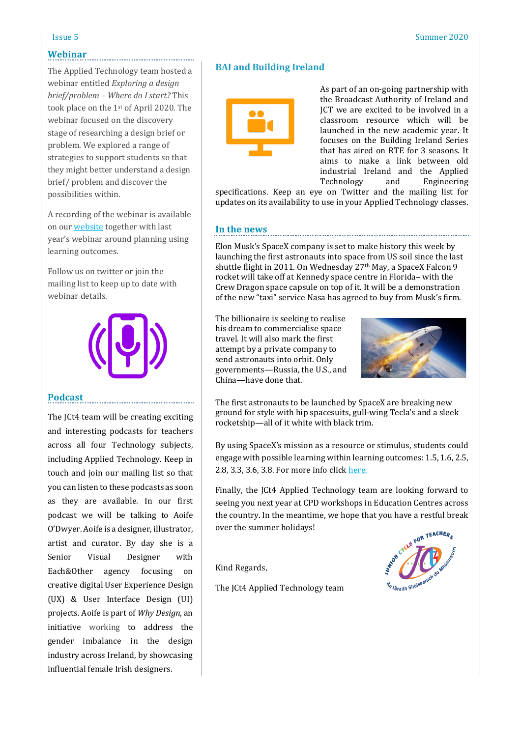## Webinar

The Applied Technology team hosted a webinar entitled *Exploring a design brief/problem – Where do I start?* This took place on the 1st of April 2020. The webinar focused on the discovery stage of researching a design brief or problem. We explored a range of strategies to support students so that they might better understand a design brief/ problem and discover the possibilities within.

A recording of the webinar is available on our website together with last year's webinar around planning using learning outcomes.

Follow us on twitter or join the mailing list to keep up to date with webinar details.

## Podcast

The JCt4 team will be creating exciting and interesting podcasts for teachers across all four Technology subjects, including Applied Technology. Keep in touch and join our mailing list so that you can listen to these podcasts as soon as they are available. In our first podcast we will be talking to Aoife O'Dwyer. Aoife is a designer, illustrator, artist and curator. By day she is a Senior Visual Designer with Each&Other agency focusing on creative digital User Experience Design (UX) & User Interface Design (UI) projects. Aoife is part of *Why Design*, an initiative working to address the gender imbalance in the design industry across Ireland, by showcasing influential female Irish designers.

## BAI and Building Ireland

As part of an on-going partnership with the Broadcast Authority of Ireland and JCT we are excited to be involved in a classroom resource which will be launched in the new academic year. It focuses on the Building Ireland Series that has aired on RTE for 3 seasons. It aims to make a link between old industrial Ireland and the Applied Technology and Engineering specifications. Keep an eye on Twitter and the mailing list for updates on its availability to use in your Applied Technology classes.

## In the news

Elon Musk's SpaceX company is set to make history this week by launching the first astronauts into space from US soil since the last shuttle flight in 2011. On Wednesday 27th May, a SpaceX Falcon 9 rocket will take off at Kennedy space centre in Florida– with the Crew Dragon space capsule on top of it. It will be a demonstration of the new "taxi" service Nasa has agreed to buy from Musk's firm.

The billionaire is seeking to realise his dream to commercialise space travel. It will also mark the first attempt by a private company to send astronauts into orbit. Only governments—Russia, the U.S., and China—have done that.

The first astronauts to be launched by SpaceX are breaking new ground for style with hip spacesuits, gull-wing Tecla's and a sleek rocketship—all of it white with black trim.

By using SpaceX's mission as a resource or stimulus, students could engage with possible learning within learning outcomes: 1.5, 1.6, 2.5, 2.8, 3.3, 3.6, 3.8. For more info click here.

Finally, the JCt4 Applied Technology team are looking forward to seeing you next year at CPD workshops in Education Centres across the country. In the meantime, we hope that you have a restful break over the summer holidays!

Kind Regards,

The JCt4 Applied Technology team